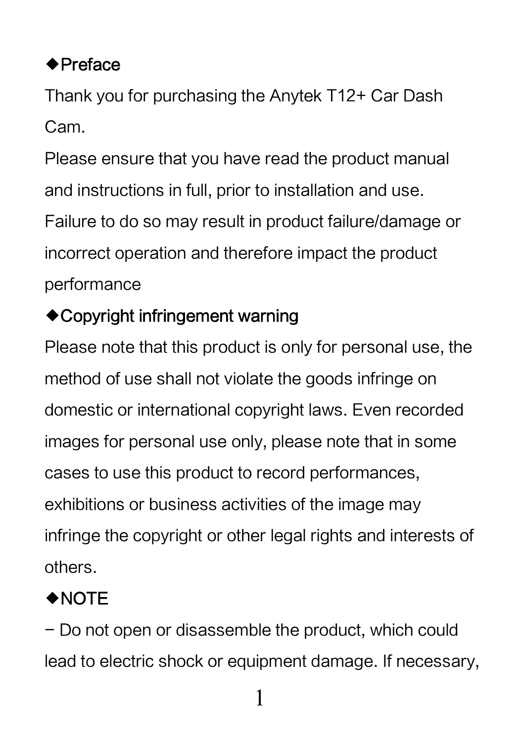## ◆Preface

Thank you for purchasing the Anytek T12+ Car Dash Cam.

Please ensure that you have read the product manual and instructions in full, prior to installation and use. Failure to do so may result in product failure/damage or incorrect operation and therefore impact the product performance

## ◆Copyright infringement warning

Please note that this product is only for personal use, the method of use shall not violate the goods infringe on domestic or international copyright laws. Even recorded images for personal use only, please note that in some cases to use this product to record performances, exhibitions or business activities of the image may infringe the copyright or other legal rights and interests of others.

## ◆NOTE

− Do not open or disassemble the product, which could lead to electric shock or equipment damage. If necessary,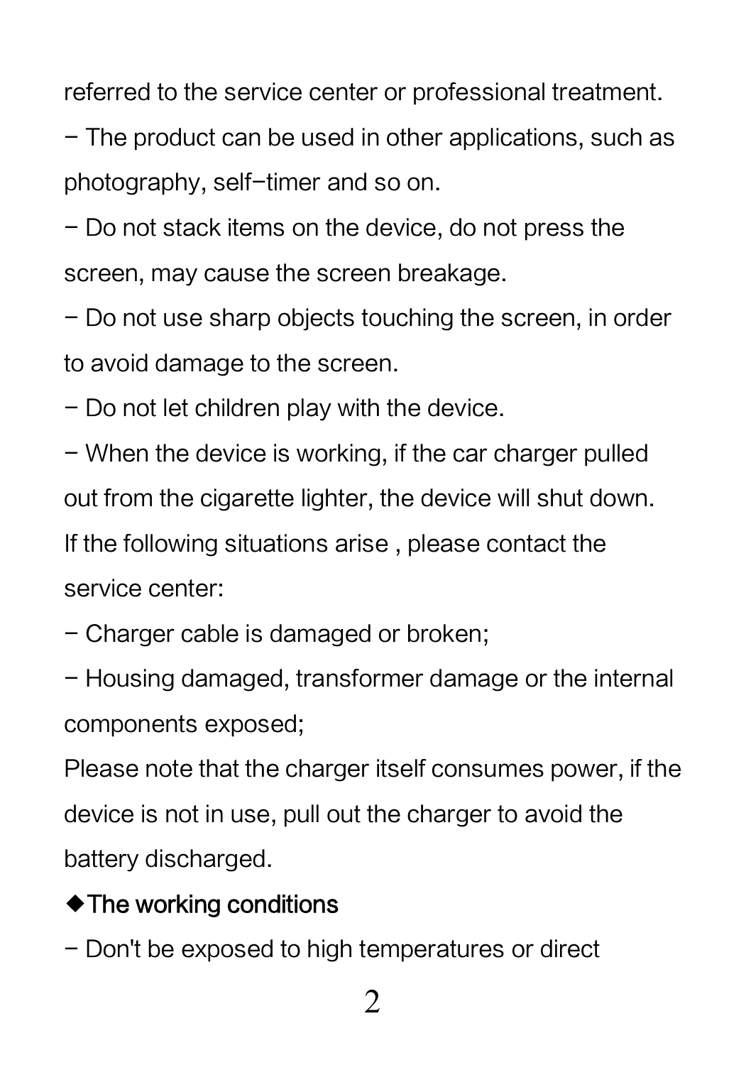referred to the service center or professional treatment.

- The product can be used in other applications, such as photography, self-timer and so on.
- Do not stack items on the device, do not press the screen, may cause the screen breakage.
- Do not use sharp objects touching the screen, in order to avoid damage to the screen.
- Do not let children play with the device.
- When the device is working, if the car charger pulled out from the cigarette lighter, the device will shut down.

If the following situations arise , please contact the service center:

- Charger cable is damaged or broken;
- Housing damaged, transformer damage or the internal components exposed;

Please note that the charger itself consumes power, if the device is not in use, pull out the charger to avoid the battery discharged.

◆The working conditions

- Don't be exposed to high temperatures or direct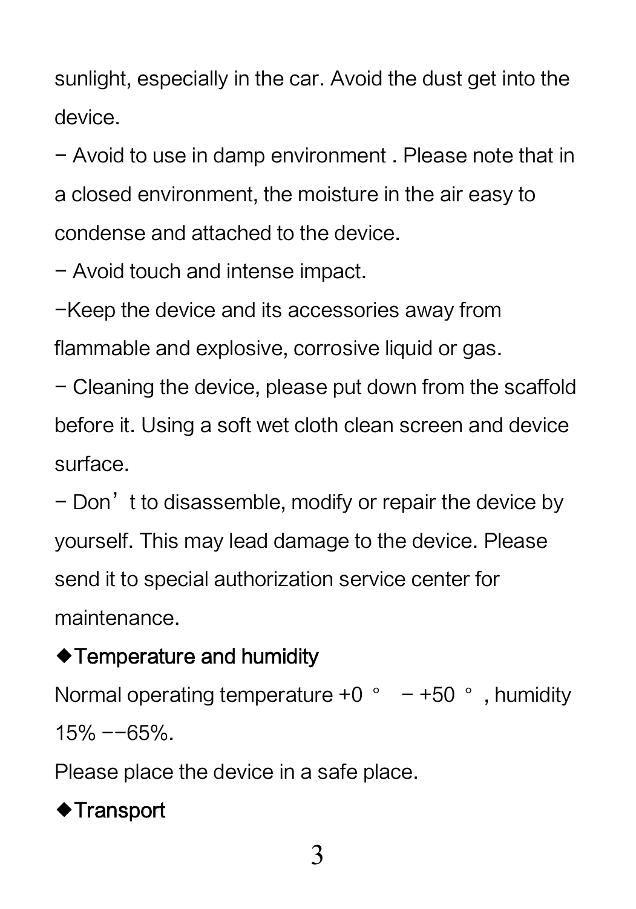sunlight, especially in the car. Avoid the dust get into the device.

− Avoid to use in damp environment . Please note that in a closed environment, the moisture in the air easy to condense and attached to the device.

− Avoid touch and intense impact.

−Keep the device and its accessories away from flammable and explosive, corrosive liquid or gas.

− Cleaning the device, please put down from the scaffold before it. Using a soft wet cloth clean screen and device surface.

− Don’t to disassemble, modify or repair the device by yourself. This may lead damage to the device. Please send it to special authorization service center for maintenance.

◆Temperature and humidity

Normal operating temperature +0 ° − +50 °, humidity 15% −−65%.

Please place the device in a safe place.

◆Transport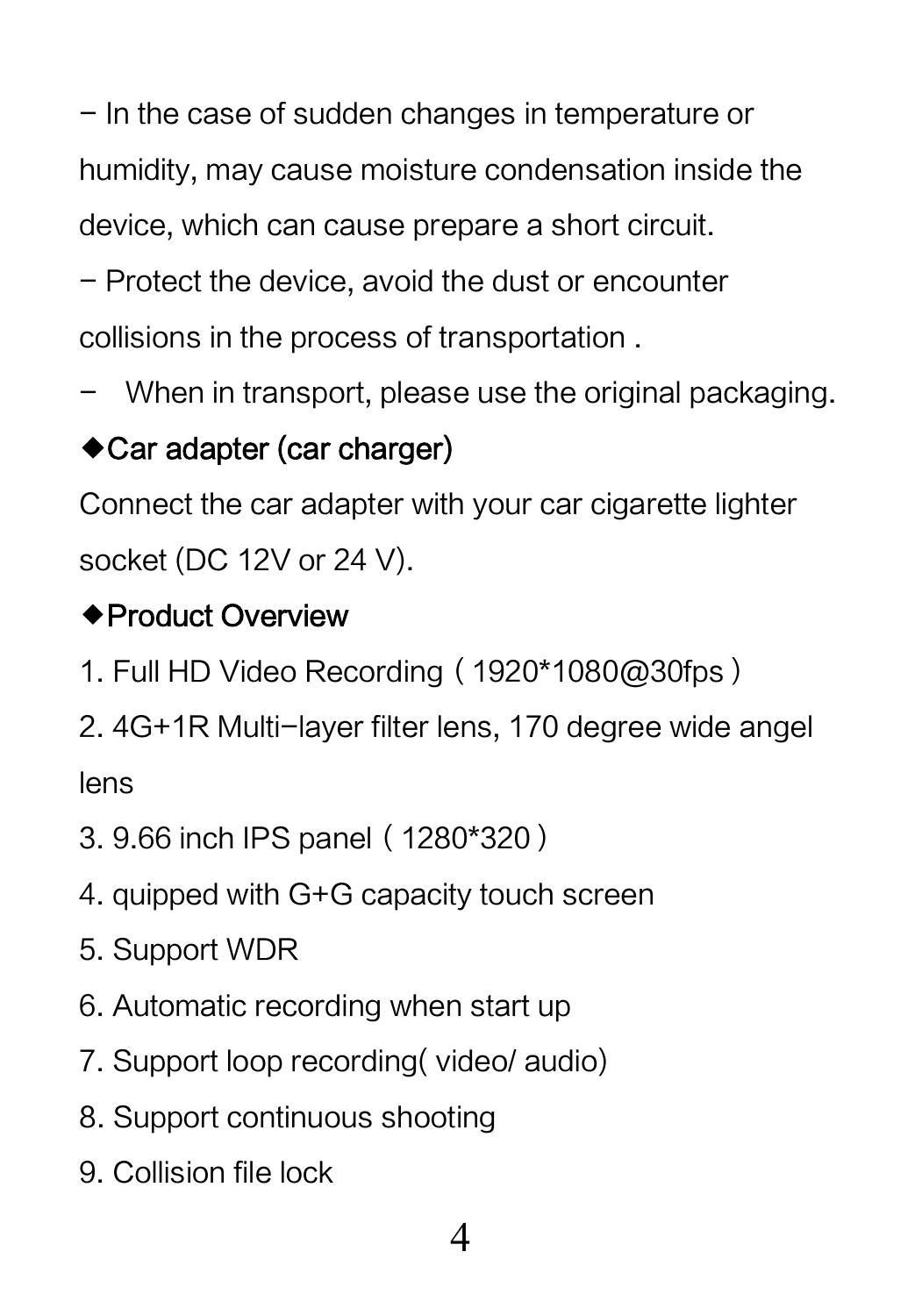- In the case of sudden changes in temperature or humidity, may cause moisture condensation inside the device, which can cause prepare a short circuit.
- Protect the device, avoid the dust or encounter collisions in the process of transportation .
- When in transport, please use the original packaging.

### ◆Car adapter (car charger)

Connect the car adapter with your car cigarette lighter socket (DC 12V or 24 V).

### ◆Product Overview

1. Full HD Video Recording（1920*1080@30fps）
2. 4G+1R Multi-layer filter lens, 170 degree wide angel lens
3. 9.66 inch IPS panel（1280*320）
4. quipped with G+G capacity touch screen
5. Support WDR
6. Automatic recording when start up
7. Support loop recording( video/ audio)
8. Support continuous shooting
9. Collision file lock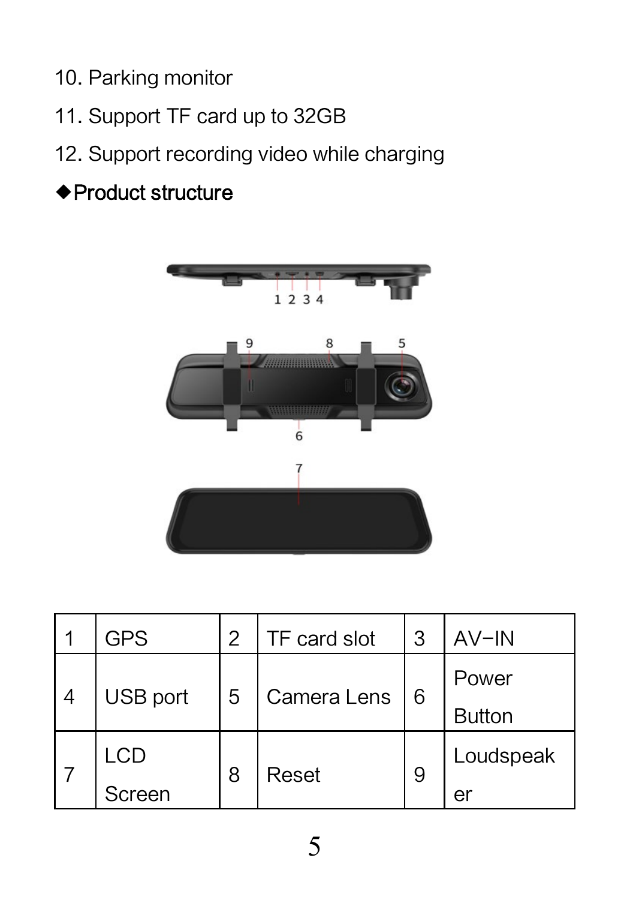10. Parking monitor

11. Support TF card up to 32GB

12. Support recording video while charging

◆**Product structure**

| 1 | GPS | 2 | TF card slot | 3 | AV−IN |
|---|---|---|---|---|---|
| 4 | USB port | 5 | Camera Lens | 6 | Power Button |
| 7 | LCD Screen | 8 | Reset | 9 | Loudspeaker |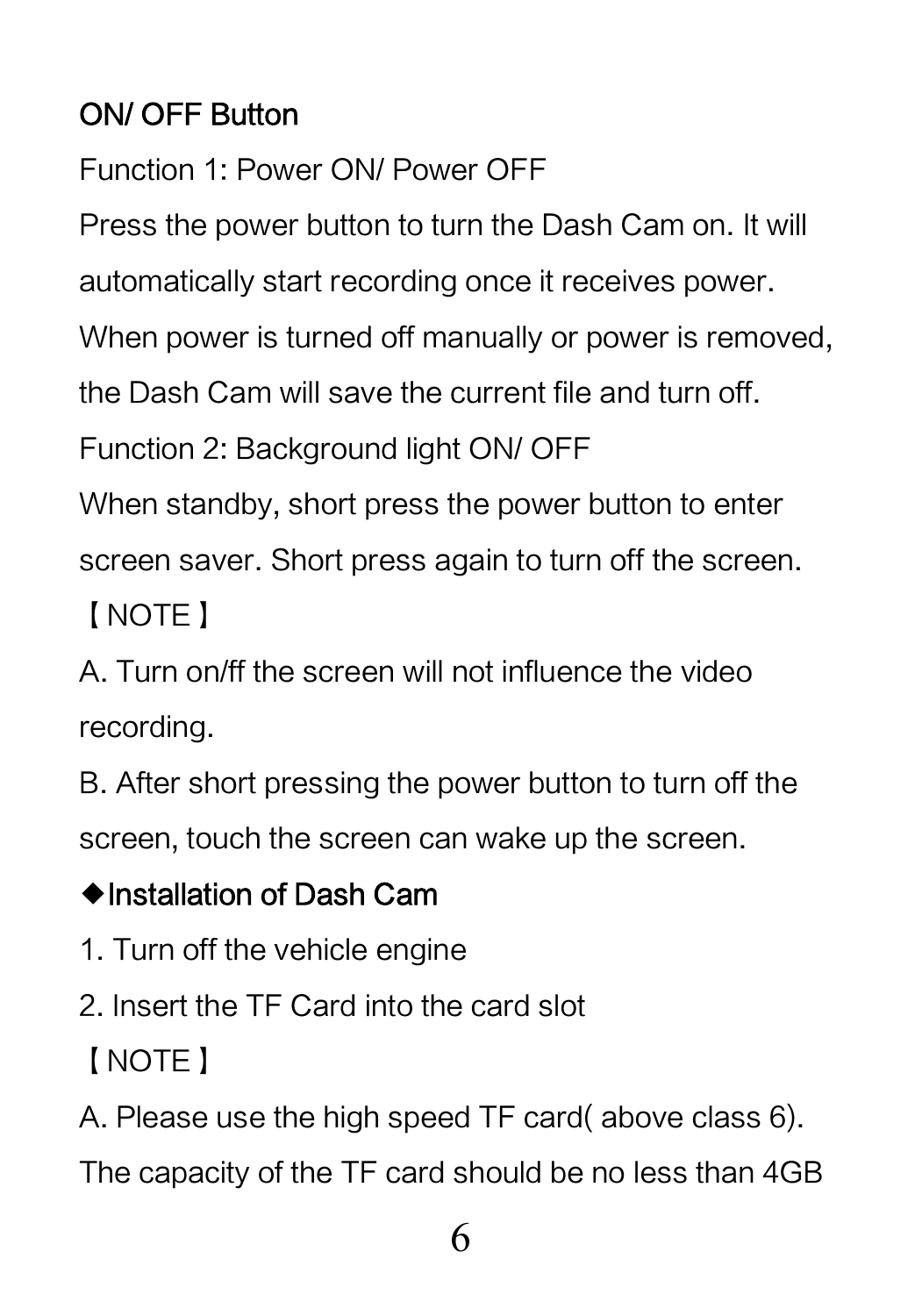## ON/ OFF Button

Function 1: Power ON/ Power OFF

Press the power button to turn the Dash Cam on. It will automatically start recording once it receives power. When power is turned off manually or power is removed, the Dash Cam will save the current file and turn off.

Function 2: Background light ON/ OFF

When standby, short press the power button to enter screen saver. Short press again to turn off the screen.

【NOTE】

A. Turn on/ff the screen will not influence the video recording.

B. After short pressing the power button to turn off the screen, touch the screen can wake up the screen.

## ◆Installation of Dash Cam

1. Turn off the vehicle engine
2. Insert the TF Card into the card slot

【NOTE】

A. Please use the high speed TF card( above class 6). The capacity of the TF card should be no less than 4GB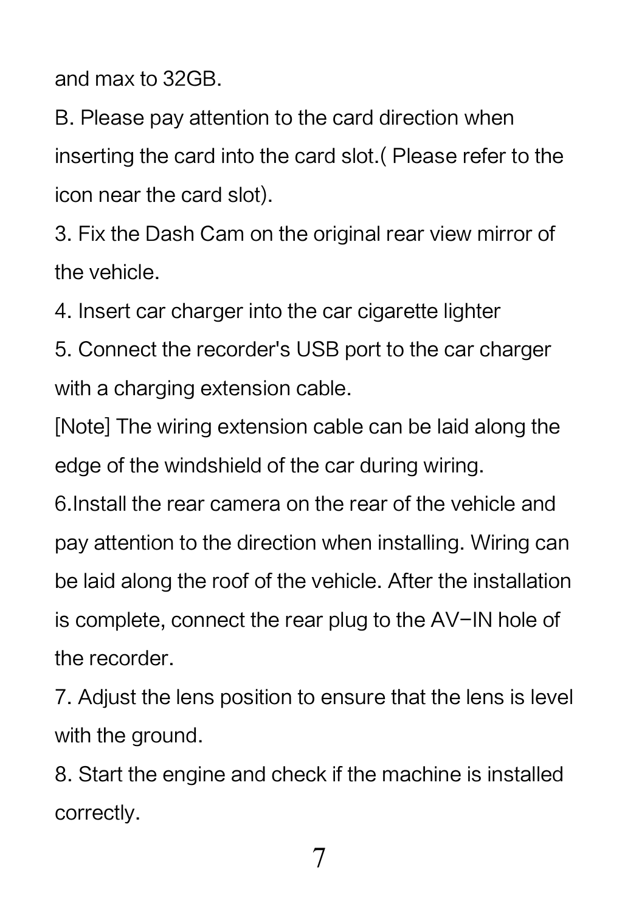and max to 32GB.

B. Please pay attention to the card direction when inserting the card into the card slot.( Please refer to the icon near the card slot).

3. Fix the Dash Cam on the original rear view mirror of the vehicle.

4. Insert car charger into the car cigarette lighter

5. Connect the recorder's USB port to the car charger with a charging extension cable.

[Note] The wiring extension cable can be laid along the edge of the windshield of the car during wiring.

6.Install the rear camera on the rear of the vehicle and pay attention to the direction when installing. Wiring can be laid along the roof of the vehicle. After the installation is complete, connect the rear plug to the AV−IN hole of the recorder.

7. Adjust the lens position to ensure that the lens is level with the ground.

8. Start the engine and check if the machine is installed correctly.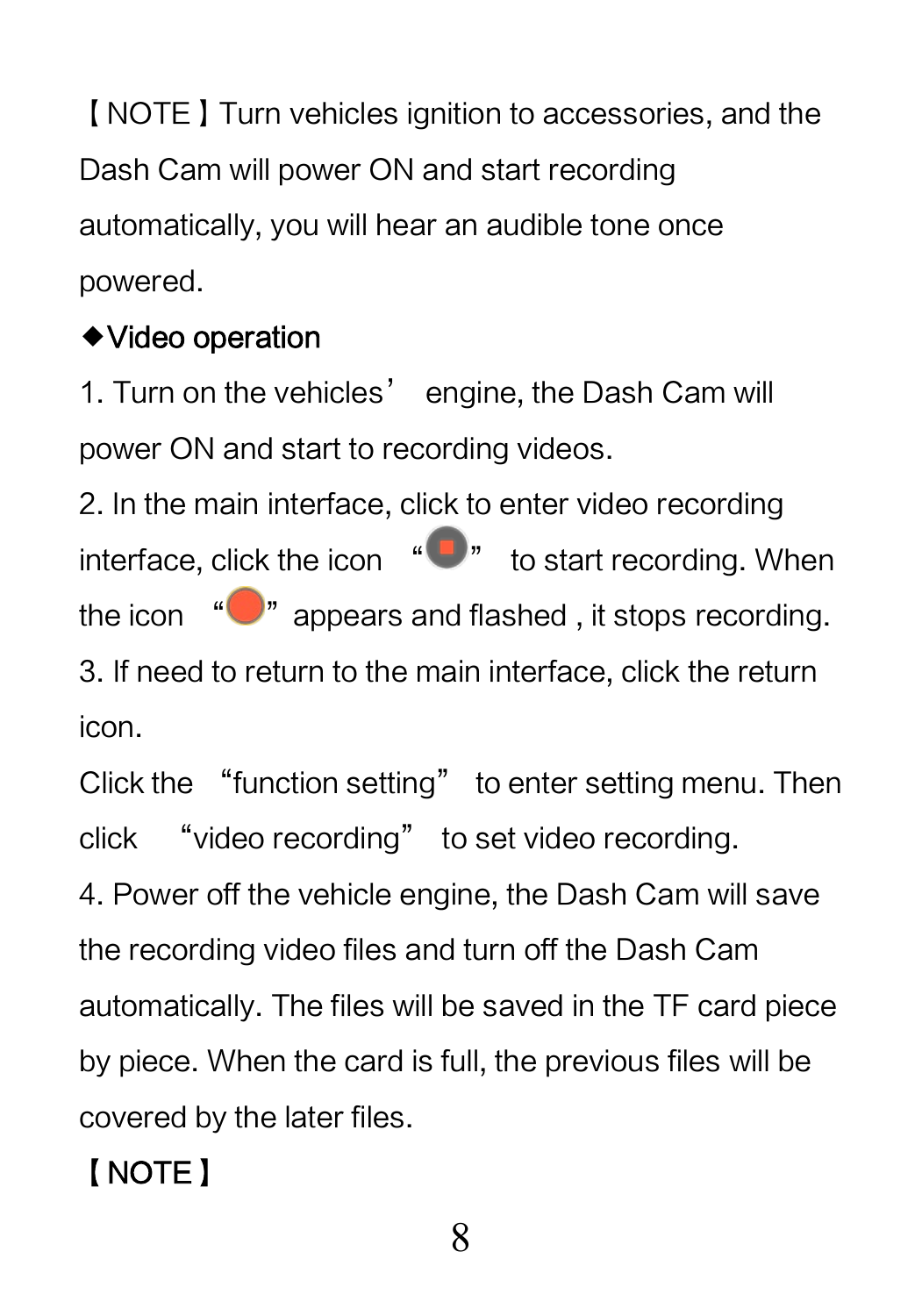【NOTE】Turn vehicles ignition to accessories, and the Dash Cam will power ON and start recording automatically, you will hear an audible tone once powered.

◆Video operation

1. Turn on the vehicles' engine, the Dash Cam will power ON and start to recording videos.

2. In the main interface, click to enter video recording interface, click the icon "" to start recording. When the icon "" appears and flashed , it stops recording.

3. If need to return to the main interface, click the return icon.

Click the "function setting" to enter setting menu. Then click "video recording" to set video recording.

4. Power off the vehicle engine, the Dash Cam will save the recording video files and turn off the Dash Cam automatically. The files will be saved in the TF card piece by piece. When the card is full, the previous files will be covered by the later files.

【NOTE】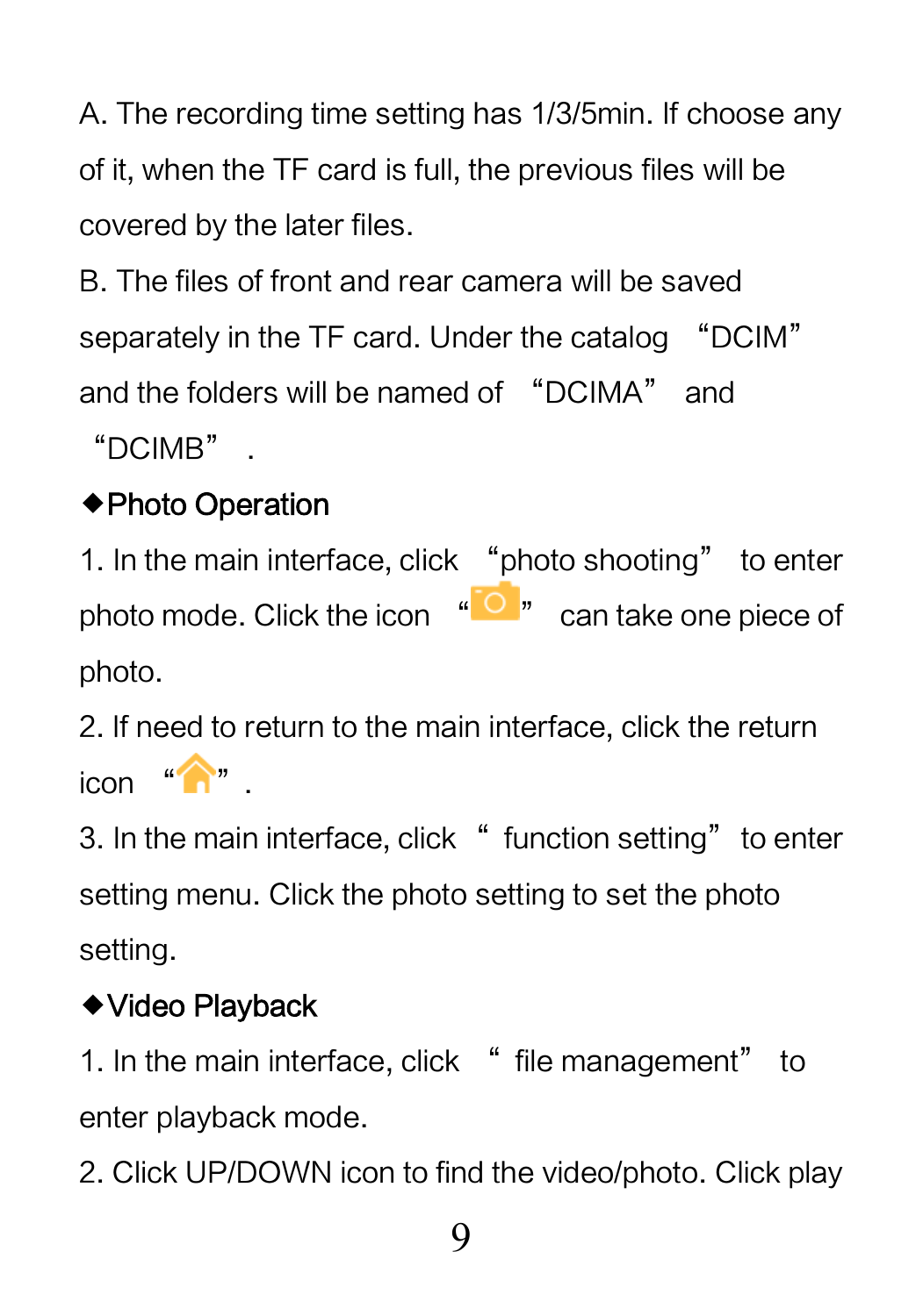A. The recording time setting has 1/3/5min. If choose any of it, when the TF card is full, the previous files will be covered by the later files.

B. The files of front and rear camera will be saved separately in the TF card. Under the catalog "DCIM" and the folders will be named of "DCIMA" and "DCIMB".

◆**Photo Operation**

1. In the main interface, click "photo shooting" to enter photo mode. Click the icon "" can take one piece of photo.

2. If need to return to the main interface, click the return icon "".

3. In the main interface, click " function setting" to enter setting menu. Click the photo setting to set the photo setting.

◆**Video Playback**

1. In the main interface, click " file management" to enter playback mode.

2. Click UP/DOWN icon to find the video/photo. Click play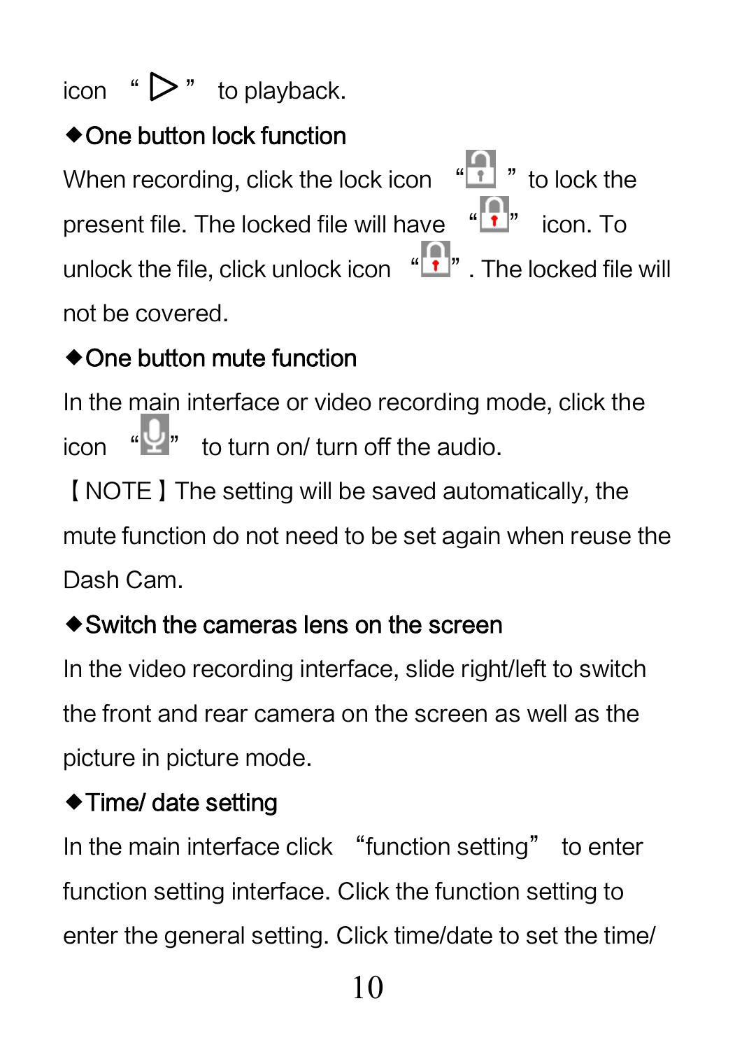icon " ▷ " to playback.

◆**One button lock function**

When recording, click the lock icon " " to lock the present file. The locked file will have " " icon. To unlock the file, click unlock icon " ". The locked file will not be covered.

◆**One button mute function**

In the main interface or video recording mode, click the icon " " to turn on/ turn off the audio.

【NOTE】The setting will be saved automatically, the mute function do not need to be set again when reuse the Dash Cam.

◆**Switch the cameras lens on the screen**

In the video recording interface, slide right/left to switch the front and rear camera on the screen as well as the picture in picture mode.

◆**Time/ date setting**

In the main interface click "function setting" to enter function setting interface. Click the function setting to enter the general setting. Click time/date to set the time/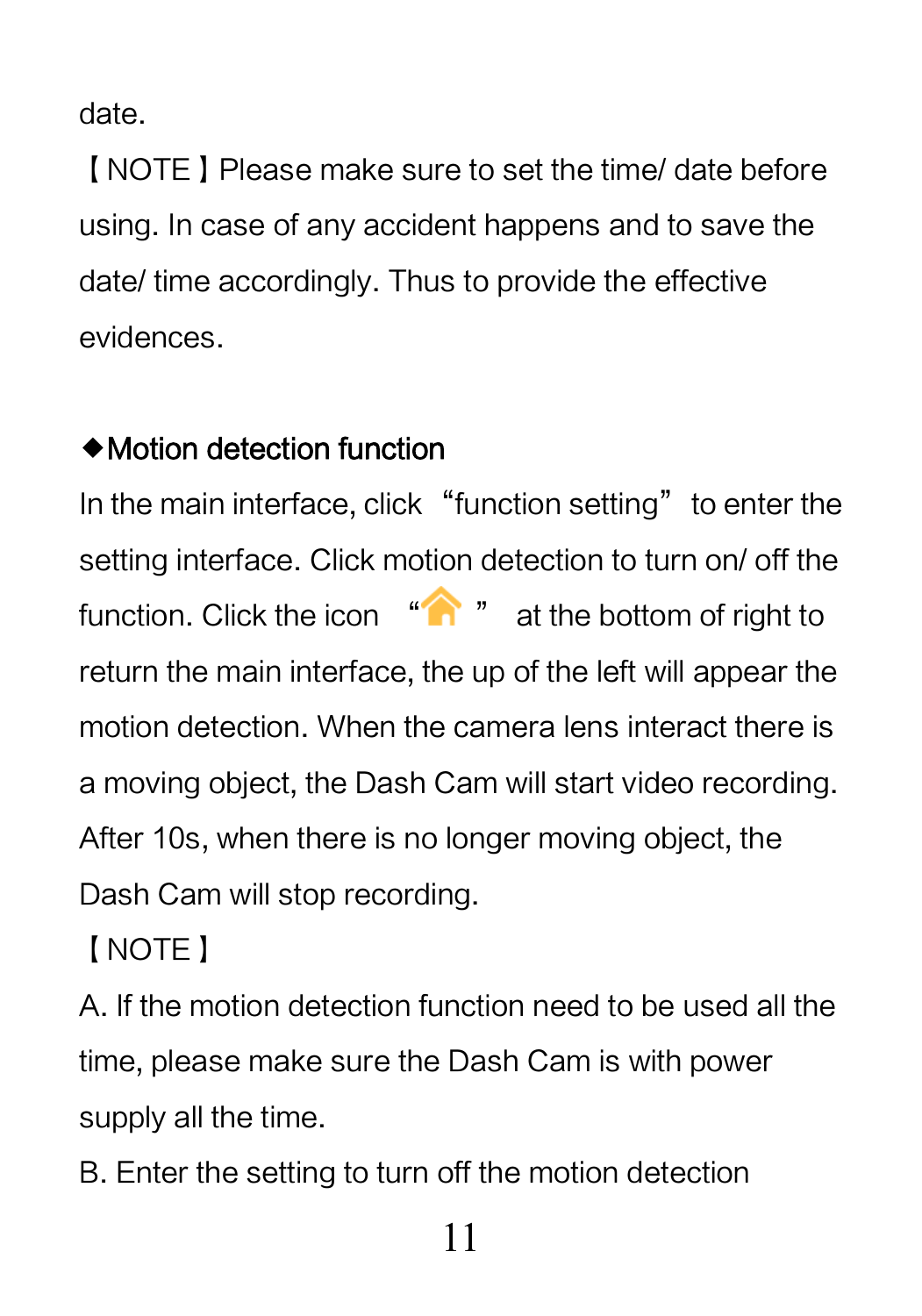date.

【NOTE】Please make sure to set the time/ date before using. In case of any accident happens and to save the date/ time accordingly. Thus to provide the effective evidences.

**◆Motion detection function**

In the main interface, click "function setting" to enter the setting interface. Click motion detection to turn on/ off the function. Click the icon " 🏠 " at the bottom of right to return the main interface, the up of the left will appear the motion detection. When the camera lens interact there is a moving object, the Dash Cam will start video recording. After 10s, when there is no longer moving object, the Dash Cam will stop recording.

【NOTE】

A. If the motion detection function need to be used all the time, please make sure the Dash Cam is with power supply all the time.

B. Enter the setting to turn off the motion detection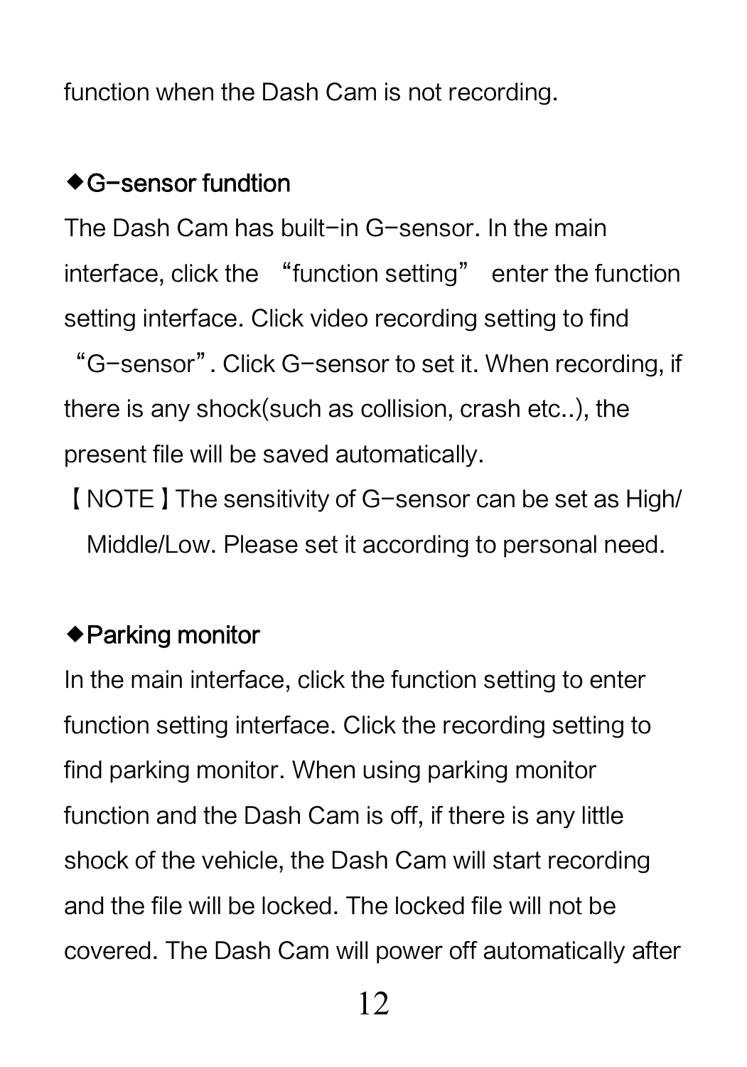function when the Dash Cam is not recording.

### ◆G-sensor fundtion

The Dash Cam has built-in G-sensor. In the main interface, click the "function setting" enter the function setting interface. Click video recording setting to find "G-sensor". Click G-sensor to set it. When recording, if there is any shock(such as collision, crash etc..), the present file will be saved automatically.

【NOTE】The sensitivity of G-sensor can be set as High/ Middle/Low. Please set it according to personal need.

### ◆Parking monitor

In the main interface, click the function setting to enter function setting interface. Click the recording setting to find parking monitor. When using parking monitor function and the Dash Cam is off, if there is any little shock of the vehicle, the Dash Cam will start recording and the file will be locked. The locked file will not be covered. The Dash Cam will power off automatically after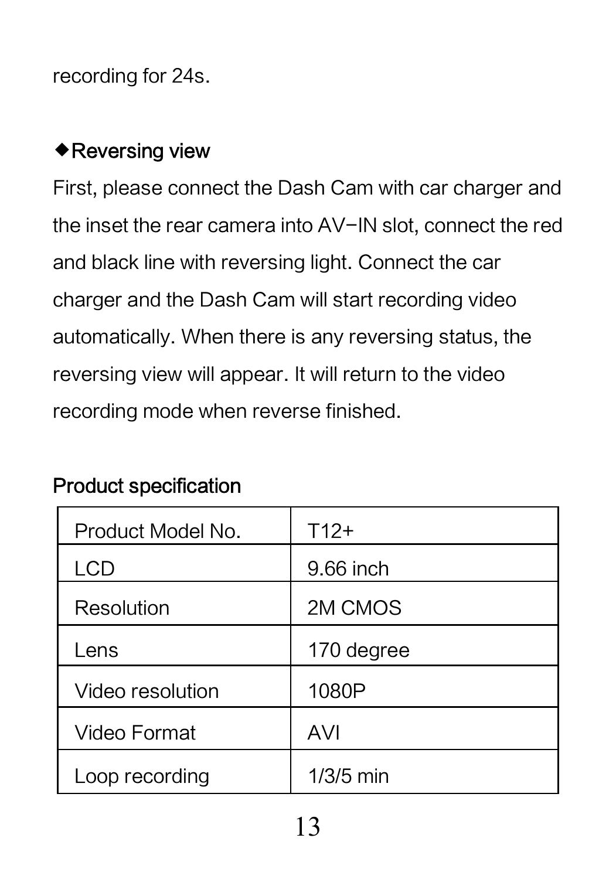recording for 24s.

### ◆Reversing view

First, please connect the Dash Cam with car charger and the inset the rear camera into AV−IN slot, connect the red and black line with reversing light. Connect the car charger and the Dash Cam will start recording video automatically. When there is any reversing status, the reversing view will appear. It will return to the video recording mode when reverse finished.

## Product specification

| Product Model No. | T12+ |
|---|---|
| LCD | 9.66 inch |
| Resolution | 2M CMOS |
| Lens | 170 degree |
| Video resolution | 1080P |
| Video Format | AVI |
| Loop recording | 1/3/5 min |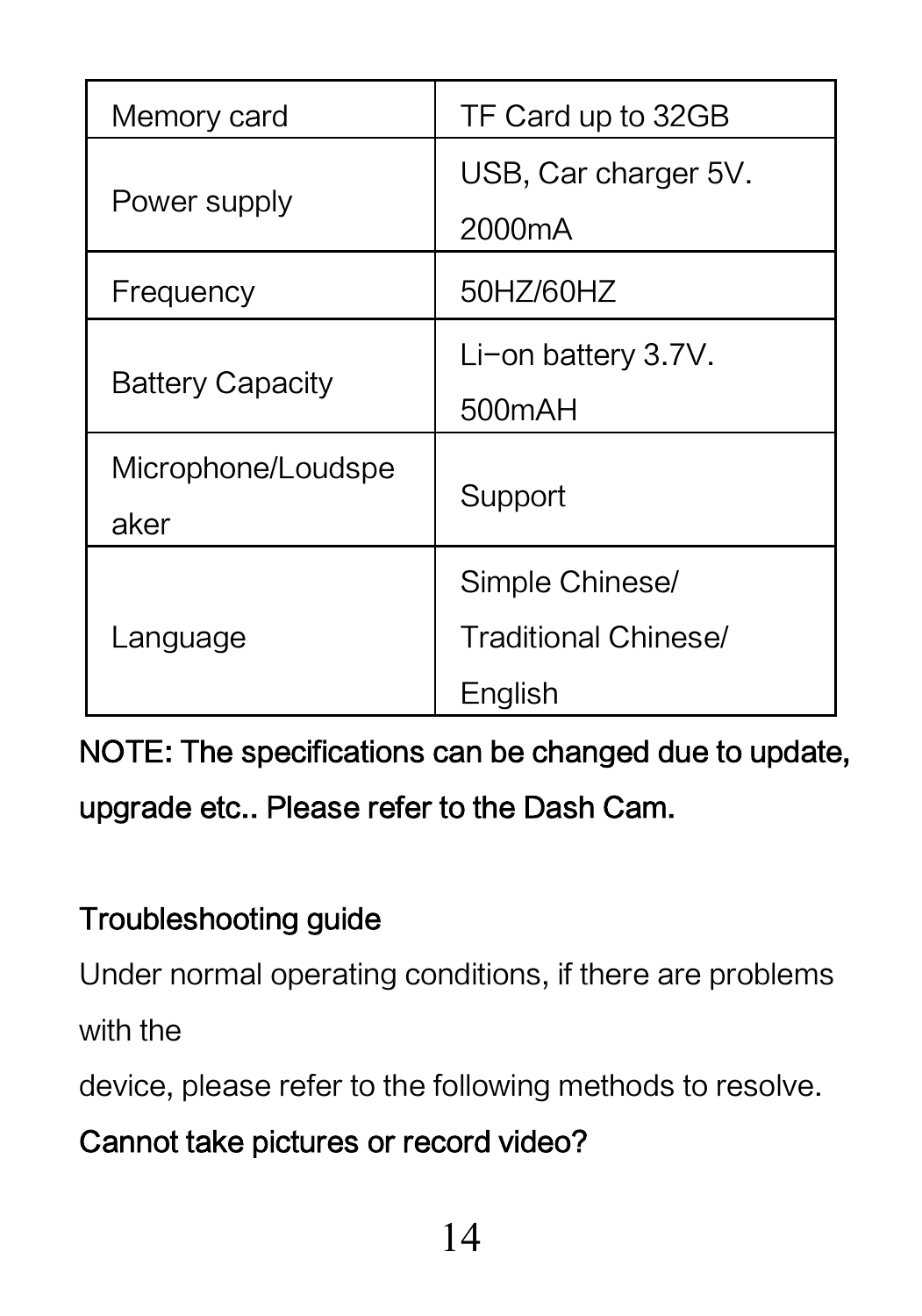| Memory card | TF Card up to 32GB |
|---|---|
| Power supply | USB, Car charger 5V. 2000mA |
| Frequency | 50HZ/60HZ |
| Battery Capacity | Li-on battery 3.7V. 500mAH |
| Microphone/Loudspeaker | Support |
| Language | Simple Chinese/ Traditional Chinese/ English |

**NOTE: The specifications can be changed due to update, upgrade etc.. Please refer to the Dash Cam.**

## Troubleshooting guide

Under normal operating conditions, if there are problems with the device, please refer to the following methods to resolve.

**Cannot take pictures or record video?**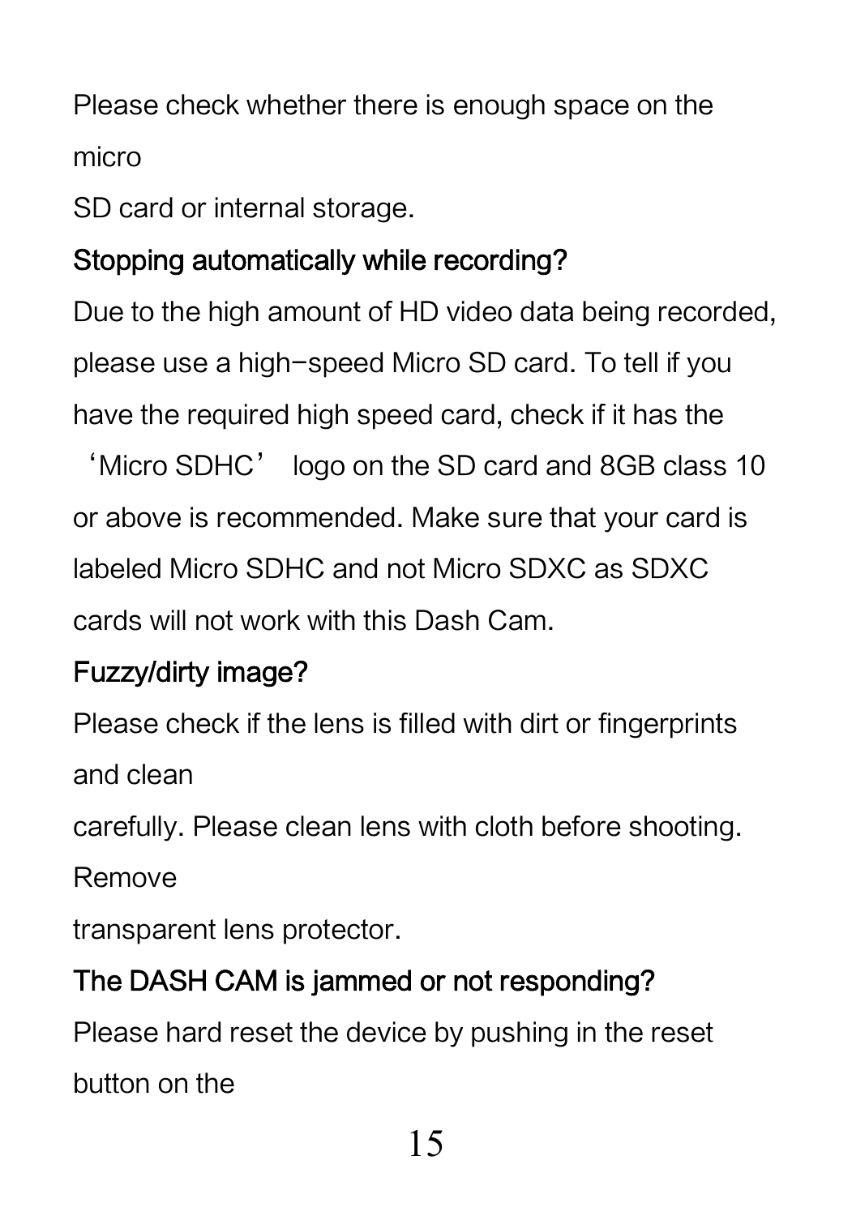Please check whether there is enough space on the micro
SD card or internal storage.

**Stopping automatically while recording?**

Due to the high amount of HD video data being recorded, please use a high-speed Micro SD card. To tell if you have the required high speed card, check if it has the 'Micro SDHC' logo on the SD card and 8GB class 10 or above is recommended. Make sure that your card is labeled Micro SDHC and not Micro SDXC as SDXC cards will not work with this Dash Cam.

**Fuzzy/dirty image?**

Please check if the lens is filled with dirt or fingerprints and clean
carefully. Please clean lens with cloth before shooting. Remove
transparent lens protector.

**The DASH CAM is jammed or not responding?**

Please hard reset the device by pushing in the reset button on the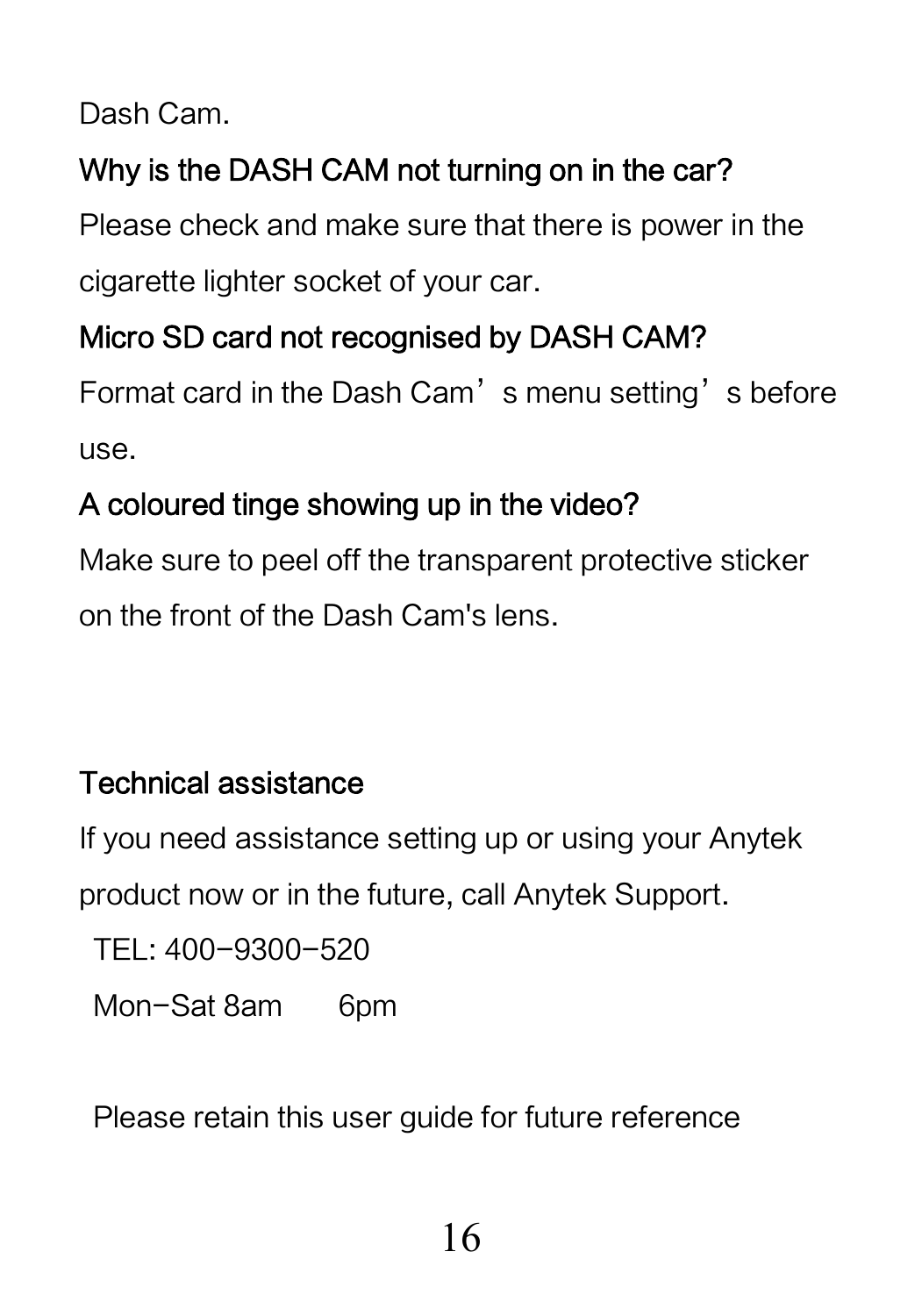Dash Cam.

**Why is the DASH CAM not turning on in the car?**

Please check and make sure that there is power in the cigarette lighter socket of your car.

**Micro SD card not recognised by DASH CAM?**

Format card in the Dash Cam’s menu setting’s before use.

**A coloured tinge showing up in the video?**

Make sure to peel off the transparent protective sticker on the front of the Dash Cam's lens.

**Technical assistance**

If you need assistance setting up or using your Anytek product now or in the future, call Anytek Support.

TEL: 400-9300-520

Mon-Sat 8am 6pm

Please retain this user guide for future reference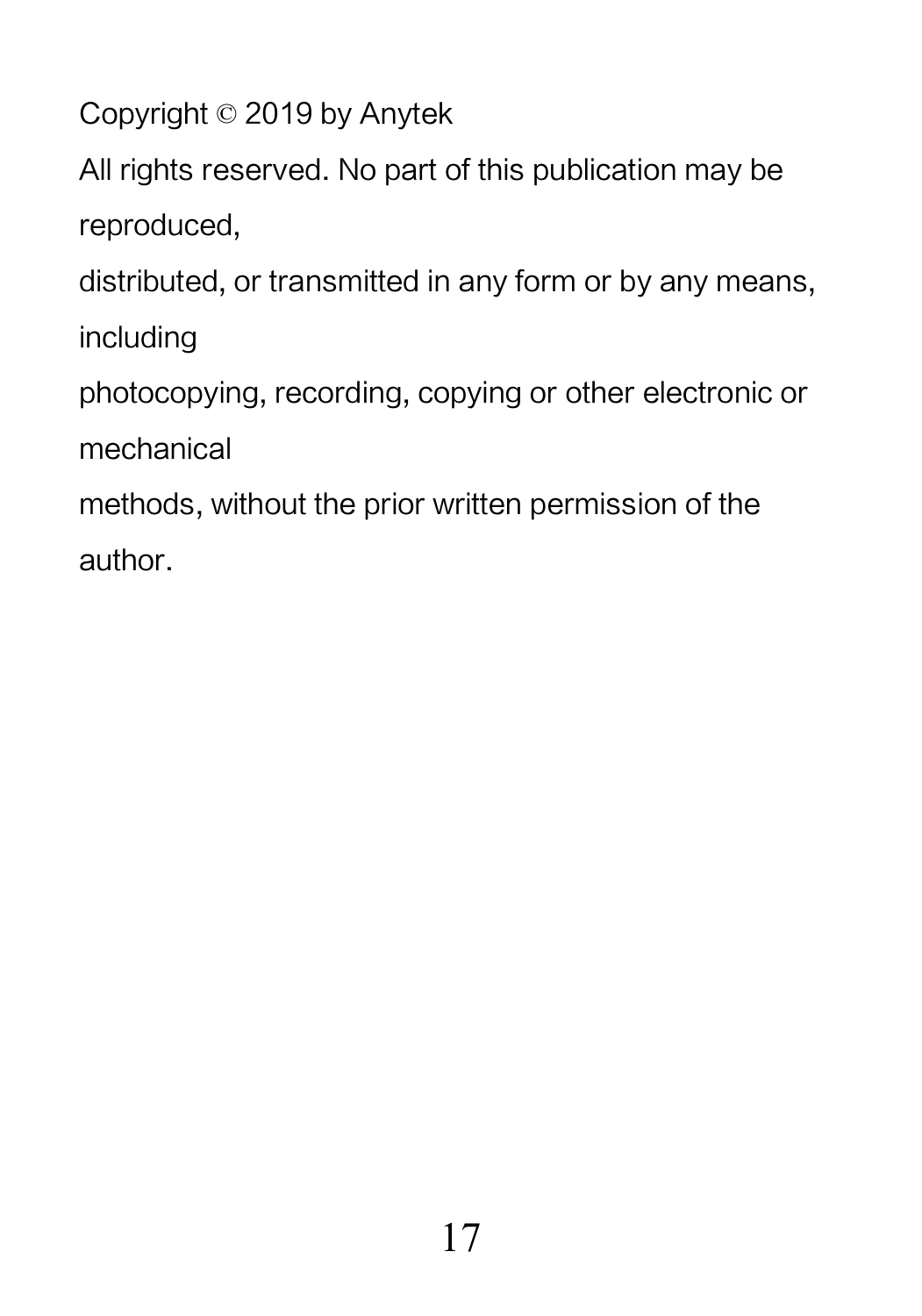Copyright © 2019 by Anytek

All rights reserved. No part of this publication may be reproduced,
distributed, or transmitted in any form or by any means, including
photocopying, recording, copying or other electronic or mechanical
methods, without the prior written permission of the author.